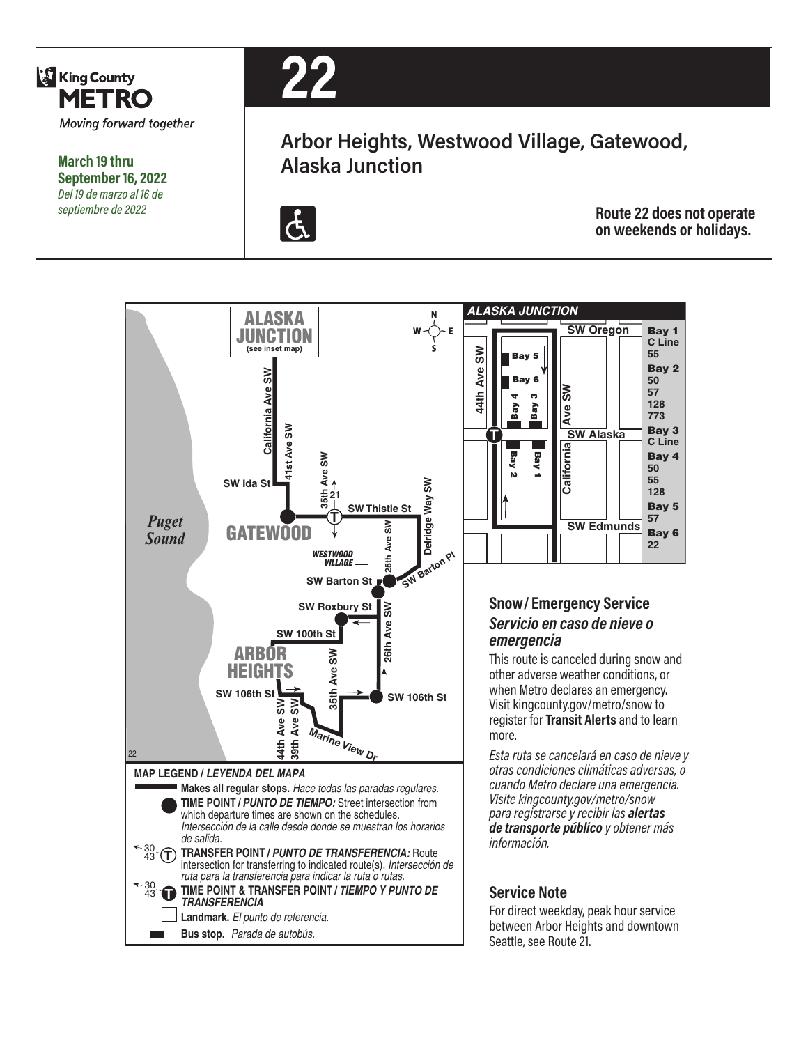King County METRO

*Moving forward together*

**March 19 thru September 16, 2022**

*Del 19 de marzo al 16 de septiembre de 2022*

# 22

## Arbor Heights, Westwood Village, Gatewood, Alaska Junction

**Route 22 does not operate on weekends or holidays.**

ALASKA JUNCTION (see inset map)

California Ave SW, 41st Ave SW, SW Ida St, 35th Ave SW, 21, SW Thistle St, Delridge Way SW, GATEWOOD, Puget Sound, WESTWOOD VILLAGE, 25th Ave SW, SW Barton Pl, SW Barton St, SW Roxbury St, SW 100th St, 26th Ave SW, ARBOR HEIGHTS, 35th Ave SW, SW 106th St, SW 106th St, 44th Ave SW, 39th Ave SW, Marine View Dr

### ALASKA JUNCTION

SW Oregon, 44th Ave SW, California Ave SW, SW Alaska, SW Edmunds

| Bay | Routes |
|---|---|
| Bay 1 | C Line, 55 |
| Bay 2 | 50, 57, 128, 773 |
| Bay 3 | C Line |
| Bay 4 | 50, 55, 128 |
| Bay 5 | 57 |
| Bay 6 | 22 |

**MAP LEGEND / *LEYENDA DEL MAPA***

- **Makes all regular stops.** *Hace todas las paradas regulares.*
- **TIME POINT / *PUNTO DE TIEMPO:*** Street intersection from which departure times are shown on the schedules. *Intersección de la calle desde donde se muestran los horarios de salida.*
- **TRANSFER POINT / *PUNTO DE TRANSFERENCIA:*** Route intersection for transferring to indicated route(s). *Intersección de ruta para la transferencia para indicar la ruta o rutas.*
- **TIME POINT & TRANSFER POINT / *TIEMPO Y PUNTO DE TRANSFERENCIA***
- **Landmark.** *El punto de referencia.*
- **Bus stop.** *Parada de autobús.*

## Snow / Emergency Service
## *Servicio en caso de nieve o emergencia*

This route is canceled during snow and other adverse weather conditions, or when Metro declares an emergency. Visit kingcounty.gov/metro/snow to register for **Transit Alerts** and to learn more.

*Esta ruta se cancelará en caso de nieve y otras condiciones climáticas adversas, o cuando Metro declare una emergencia. Visite kingcounty.gov/metro/snow para registrarse y recibir las **alertas de transporte público** y obtener más información.*

## Service Note

For direct weekday, peak hour service between Arbor Heights and downtown Seattle, see Route 21.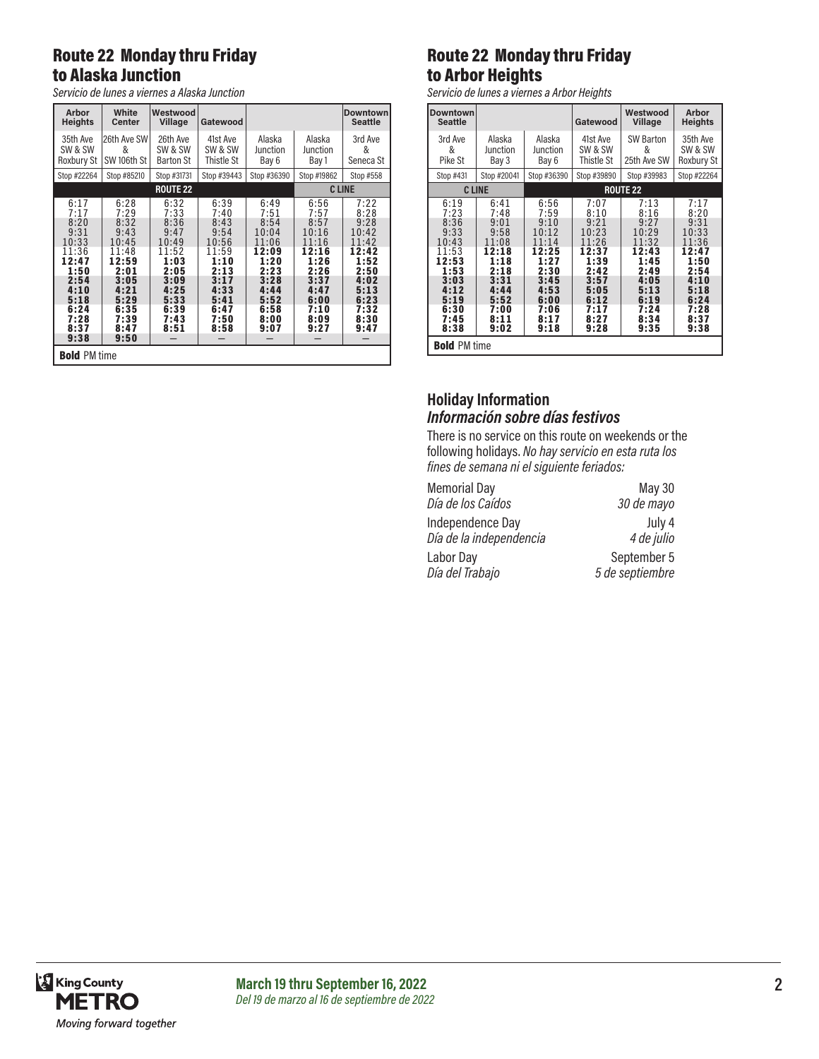## Route 22 Monday thru Friday to Alaska Junction

*Servicio de lunes a viernes a Alaska Junction*

| Arbor Heights | White Center | Westwood Village | Gatewood | | | Downtown Seattle |
|---|---|---|---|---|---|---|
| 35th Ave SW & SW Roxbury St | 26th Ave SW & SW 106th St | 26th Ave SW & SW Barton St | 41st Ave SW & SW Thistle St | Alaska Junction Bay 6 | Alaska Junction Bay 1 | 3rd Ave & Seneca St |
| Stop #22264 | Stop #85210 | Stop #31731 | Stop #39443 | Stop #36390 | Stop #19862 | Stop #558 |
| ROUTE 22 | | | | | C LINE | |
| 6:17 | 6:28 | 6:32 | 6:39 | 6:49 | 6:56 | 7:22 |
| 7:17 | 7:29 | 7:33 | 7:40 | 7:51 | 7:57 | 8:28 |
| 8:20 | 8:32 | 8:36 | 8:43 | 8:54 | 8:57 | 9:28 |
| 9:31 | 9:43 | 9:47 | 9:54 | 10:04 | 10:16 | 10:42 |
| 10:33 | 10:45 | 10:49 | 10:56 | 11:06 | 11:16 | 11:42 |
| 11:36 | 11:48 | 11:52 | 11:59 | **12:09** | **12:16** | **12:42** |
| **12:47** | **12:59** | **1:03** | **1:10** | **1:20** | **1:26** | **1:52** |
| **1:50** | **2:01** | **2:05** | **2:13** | **2:23** | **2:26** | **2:50** |
| **2:54** | **3:05** | **3:09** | **3:17** | **3:28** | **3:37** | **4:02** |
| **4:10** | **4:21** | **4:25** | **4:33** | **4:44** | **4:47** | **5:13** |
| **5:18** | **5:29** | **5:33** | **5:41** | **5:52** | **6:00** | **6:23** |
| **6:24** | **6:35** | **6:39** | **6:47** | **6:58** | **7:10** | **7:32** |
| **7:28** | **7:39** | **7:43** | **7:50** | **8:00** | **8:09** | **8:30** |
| **8:37** | **8:47** | **8:51** | **8:58** | **9:07** | **9:27** | **9:47** |
| **9:38** | **9:50** | — | — | — | — | — |

**Bold** PM time

## Route 22 Monday thru Friday to Arbor Heights

*Servicio de lunes a viernes a Arbor Heights*

| Downtown Seattle | | | Gatewood | Westwood Village | Arbor Heights |
|---|---|---|---|---|---|
| 3rd Ave & Pike St | Alaska Junction Bay 3 | Alaska Junction Bay 6 | 41st Ave SW & SW Thistle St | SW Barton & 25th Ave SW | 35th Ave SW & SW Roxbury St |
| Stop #431 | Stop #20041 | Stop #36390 | Stop #39890 | Stop #39983 | Stop #22264 |
| C LINE | | ROUTE 22 | | | |
| 6:19 | 6:41 | 6:56 | 7:07 | 7:13 | 7:17 |
| 7:23 | 7:48 | 7:59 | 8:10 | 8:16 | 8:20 |
| 8:36 | 9:01 | 9:10 | 9:21 | 9:27 | 9:31 |
| 9:33 | 9:58 | 10:12 | 10:23 | 10:29 | 10:33 |
| 10:43 | 11:08 | 11:14 | 11:26 | 11:32 | 11:36 |
| 11:53 | **12:18** | **12:25** | **12:37** | **12:43** | **12:47** |
| **12:53** | **1:18** | **1:27** | **1:39** | **1:45** | **1:50** |
| **1:53** | **2:18** | **2:30** | **2:42** | **2:49** | **2:54** |
| **3:03** | **3:31** | **3:45** | **3:57** | **4:05** | **4:10** |
| **4:12** | **4:44** | **4:53** | **5:05** | **5:13** | **5:18** |
| **5:19** | **5:52** | **6:00** | **6:12** | **6:19** | **6:24** |
| **6:30** | **7:00** | **7:06** | **7:17** | **7:24** | **7:28** |
| **7:45** | **8:11** | **8:17** | **8:27** | **8:34** | **8:37** |
| **8:38** | **9:02** | **9:18** | **9:28** | **9:35** | **9:38** |

**Bold** PM time

### Holiday Information
### *Información sobre días festivos*

There is no service on this route on weekends or the following holidays. *No hay servicio en esta ruta los fines de semana ni el siguiente feriados:*

| | |
|---|---|
| Memorial Day<br>*Día de los Caídos* | May 30<br>*30 de mayo* |
| Independence Day<br>*Día de la independencia* | July 4<br>*4 de julio* |
| Labor Day<br>*Día del Trabajo* | September 5<br>*5 de septiembre* |

King County METRO
*Moving forward together*

**March 19 thru September 16, 2022**
*Del 19 de marzo al 16 de septiembre de 2022*